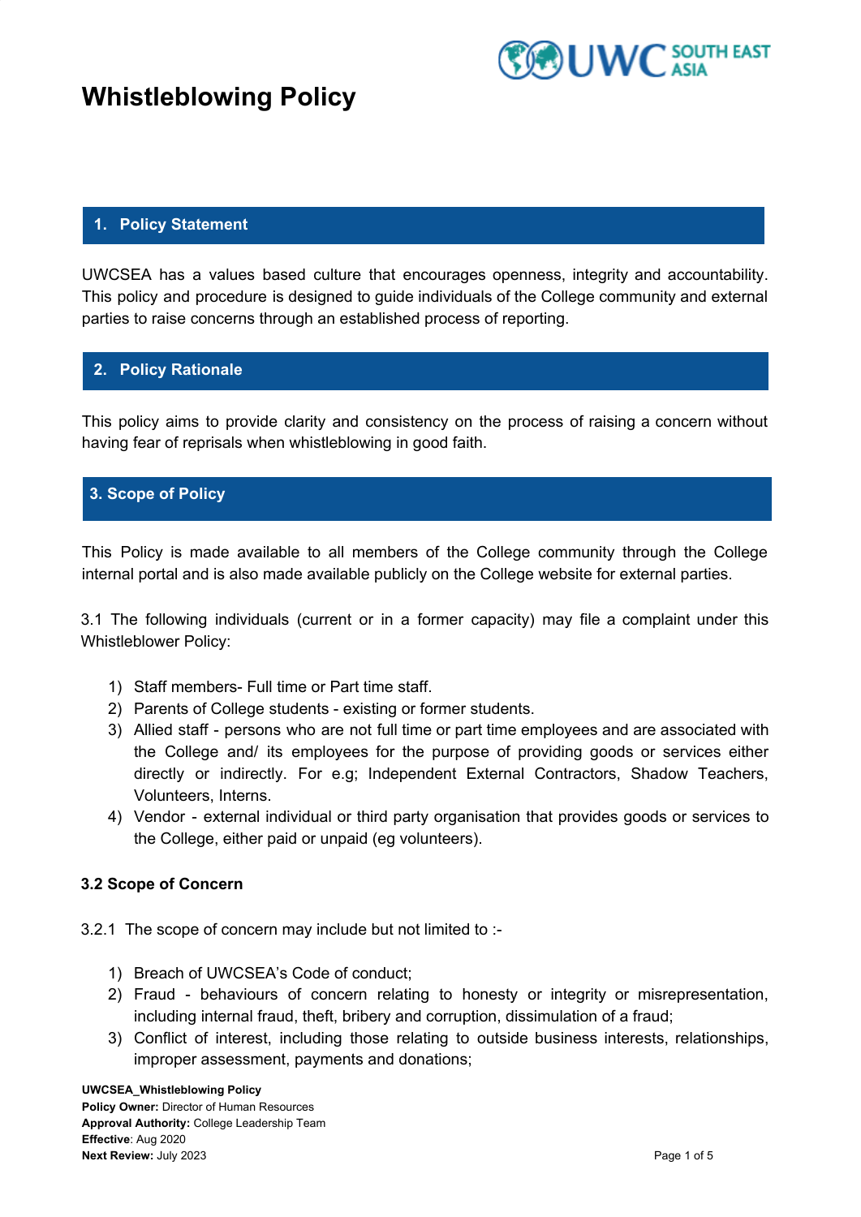# Whistleblowing Policy

## 1. Policy Statement

UWCSEA has a values based culture that encourages openness, integrity and accountability. This policy and procedure is designed to guide individuals of the College community and external parties to raise concerns through an established process of reporting.

## 2. Policy Rationale

This policy aims to provide clarity and consistency on the process of raising a concern without having fear of reprisals when whistleblowing in good faith.

## 3. Scope of Policy

This Policy is made available to all members of the College community through the College internal portal and is also made available publicly on the College website for external parties.

3.1 The following individuals (current or in a former capacity) may file a complaint under this Whistleblower Policy:

1) Staff members- Full time or Part time staff.
2) Parents of College students - existing or former students.
3) Allied staff - persons who are not full time or part time employees and are associated with the College and/ its employees for the purpose of providing goods or services either directly or indirectly. For e.g; Independent External Contractors, Shadow Teachers, Volunteers, Interns.
4) Vendor - external individual or third party organisation that provides goods or services to the College, either paid or unpaid (eg volunteers).

### 3.2 Scope of Concern

3.2.1 The scope of concern may include but not limited to :-

1) Breach of UWCSEA's Code of conduct;
2) Fraud - behaviours of concern relating to honesty or integrity or misrepresentation, including internal fraud, theft, bribery and corruption, dissimulation of a fraud;
3) Conflict of interest, including those relating to outside business interests, relationships, improper assessment, payments and donations;

**UWCSEA_Whistleblowing Policy**
**Policy Owner:** Director of Human Resources
**Approval Authority:** College Leadership Team
**Effective**: Aug 2020
**Next Review:** July 2023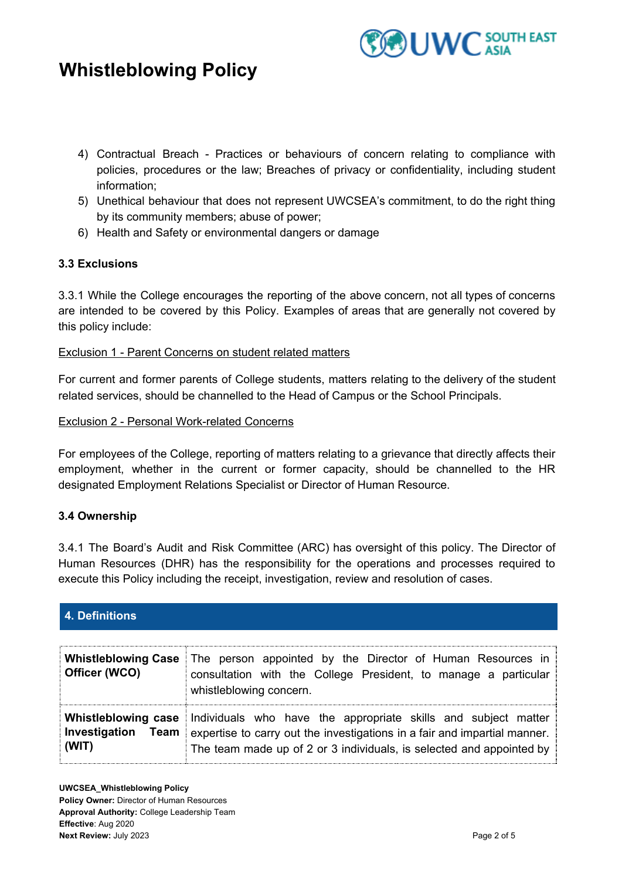4) Contractual Breach - Practices or behaviours of concern relating to compliance with policies, procedures or the law; Breaches of privacy or confidentiality, including student information;
5) Unethical behaviour that does not represent UWCSEA's commitment, to do the right thing by its community members; abuse of power;
6) Health and Safety or environmental dangers or damage

**3.3 Exclusions**

3.3.1 While the College encourages the reporting of the above concern, not all types of concerns are intended to be covered by this Policy. Examples of areas that are generally not covered by this policy include:

Exclusion 1 - Parent Concerns on student related matters

For current and former parents of College students, matters relating to the delivery of the student related services, should be channelled to the Head of Campus or the School Principals.

Exclusion 2 - Personal Work-related Concerns

For employees of the College, reporting of matters relating to a grievance that directly affects their employment, whether in the current or former capacity, should be channelled to the HR designated Employment Relations Specialist or Director of Human Resource.

**3.4 Ownership**

3.4.1 The Board's Audit and Risk Committee (ARC) has oversight of this policy. The Director of Human Resources (DHR) has the responsibility for the operations and processes required to execute this Policy including the receipt, investigation, review and resolution of cases.

## 4. Definitions

| | |
|---|---|
| **Whistleblowing Case Officer (WCO)** | The person appointed by the Director of Human Resources in consultation with the College President, to manage a particular whistleblowing concern. |
| **Whistleblowing case Investigation Team (WIT)** | Individuals who have the appropriate skills and subject matter expertise to carry out the investigations in a fair and impartial manner. The team made up of 2 or 3 individuals, is selected and appointed by |

UWCSEA_Whistleblowing Policy
**Policy Owner:** Director of Human Resources
**Approval Authority:** College Leadership Team
**Effective**: Aug 2020
**Next Review:** July 2023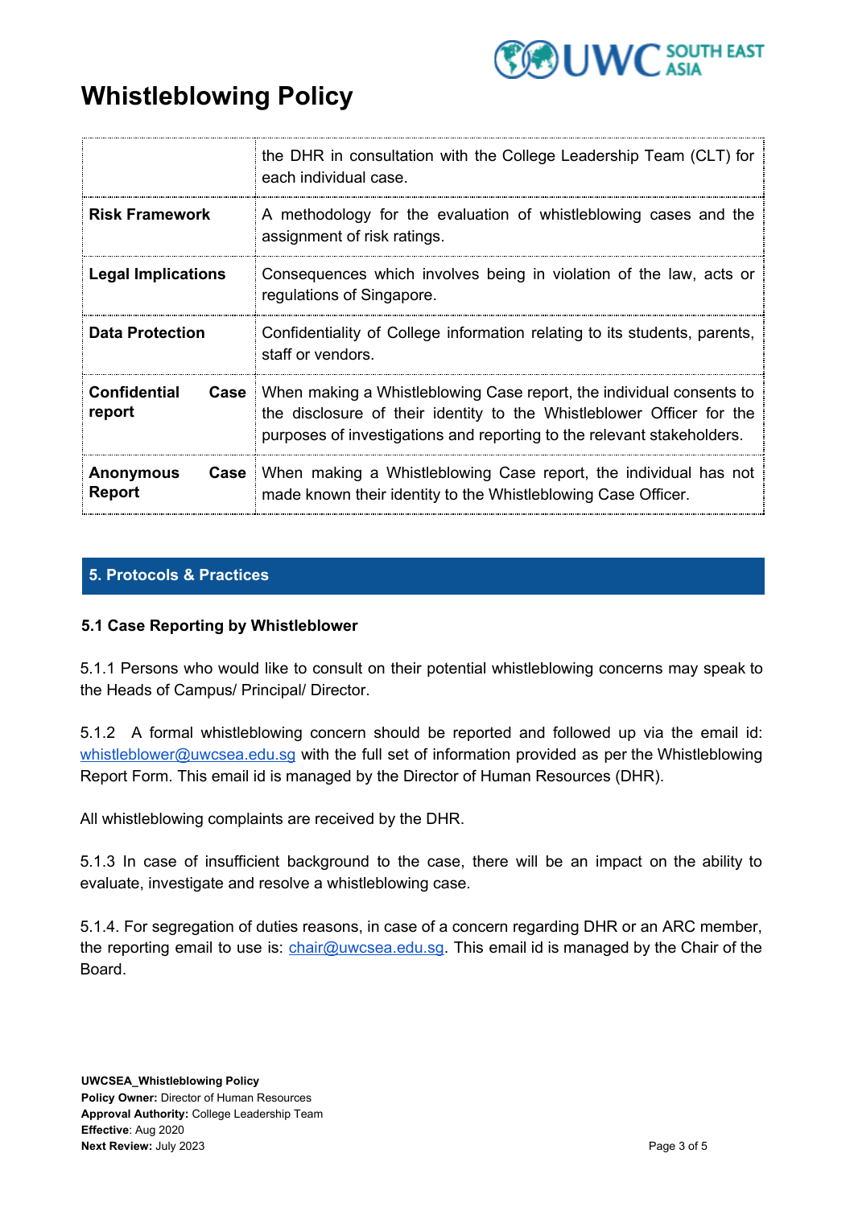# Whistleblowing Policy

| | |
|---|---|
| | the DHR in consultation with the College Leadership Team (CLT) for each individual case. |
| **Risk Framework** | A methodology for the evaluation of whistleblowing cases and the assignment of risk ratings. |
| **Legal Implications** | Consequences which involves being in violation of the law, acts or regulations of Singapore. |
| **Data Protection** | Confidentiality of College information relating to its students, parents, staff or vendors. |
| **Confidential Case report** | When making a Whistleblowing Case report, the individual consents to the disclosure of their identity to the Whistleblower Officer for the purposes of investigations and reporting to the relevant stakeholders. |
| **Anonymous Case Report** | When making a Whistleblowing Case report, the individual has not made known their identity to the Whistleblowing Case Officer. |

## 5. Protocols & Practices

### 5.1 Case Reporting by Whistleblower

5.1.1 Persons who would like to consult on their potential whistleblowing concerns may speak to the Heads of Campus/ Principal/ Director.

5.1.2 A formal whistleblowing concern should be reported and followed up via the email id: whistleblower@uwcsea.edu.sg with the full set of information provided as per the Whistleblowing Report Form. This email id is managed by the Director of Human Resources (DHR).

All whistleblowing complaints are received by the DHR.

5.1.3 In case of insufficient background to the case, there will be an impact on the ability to evaluate, investigate and resolve a whistleblowing case.

5.1.4. For segregation of duties reasons, in case of a concern regarding DHR or an ARC member, the reporting email to use is: chair@uwcsea.edu.sg. This email id is managed by the Chair of the Board.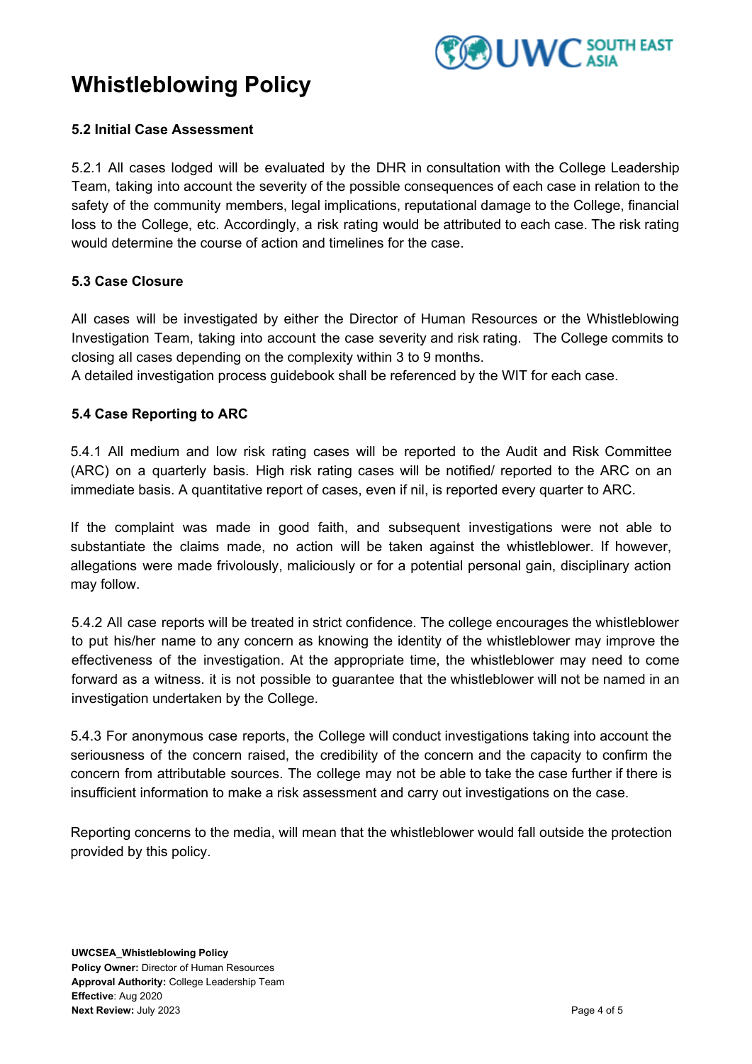# Whistleblowing Policy

### 5.2 Initial Case Assessment

5.2.1 All cases lodged will be evaluated by the DHR in consultation with the College Leadership Team, taking into account the severity of the possible consequences of each case in relation to the safety of the community members, legal implications, reputational damage to the College, financial loss to the College, etc. Accordingly, a risk rating would be attributed to each case. The risk rating would determine the course of action and timelines for the case.

### 5.3 Case Closure

All cases will be investigated by either the Director of Human Resources or the Whistleblowing Investigation Team, taking into account the case severity and risk rating. The College commits to closing all cases depending on the complexity within 3 to 9 months.
A detailed investigation process guidebook shall be referenced by the WIT for each case.

### 5.4 Case Reporting to ARC

5.4.1 All medium and low risk rating cases will be reported to the Audit and Risk Committee (ARC) on a quarterly basis. High risk rating cases will be notified/ reported to the ARC on an immediate basis. A quantitative report of cases, even if nil, is reported every quarter to ARC.

If the complaint was made in good faith, and subsequent investigations were not able to substantiate the claims made, no action will be taken against the whistleblower. If however, allegations were made frivolously, maliciously or for a potential personal gain, disciplinary action may follow.

5.4.2 All case reports will be treated in strict confidence. The college encourages the whistleblower to put his/her name to any concern as knowing the identity of the whistleblower may improve the effectiveness of the investigation. At the appropriate time, the whistleblower may need to come forward as a witness. it is not possible to guarantee that the whistleblower will not be named in an investigation undertaken by the College.

5.4.3 For anonymous case reports, the College will conduct investigations taking into account the seriousness of the concern raised, the credibility of the concern and the capacity to confirm the concern from attributable sources. The college may not be able to take the case further if there is insufficient information to make a risk assessment and carry out investigations on the case.

Reporting concerns to the media, will mean that the whistleblower would fall outside the protection provided by this policy.

**UWCSEA_Whistleblowing Policy**
**Policy Owner:** Director of Human Resources
**Approval Authority:** College Leadership Team
**Effective**: Aug 2020
**Next Review:** July 2023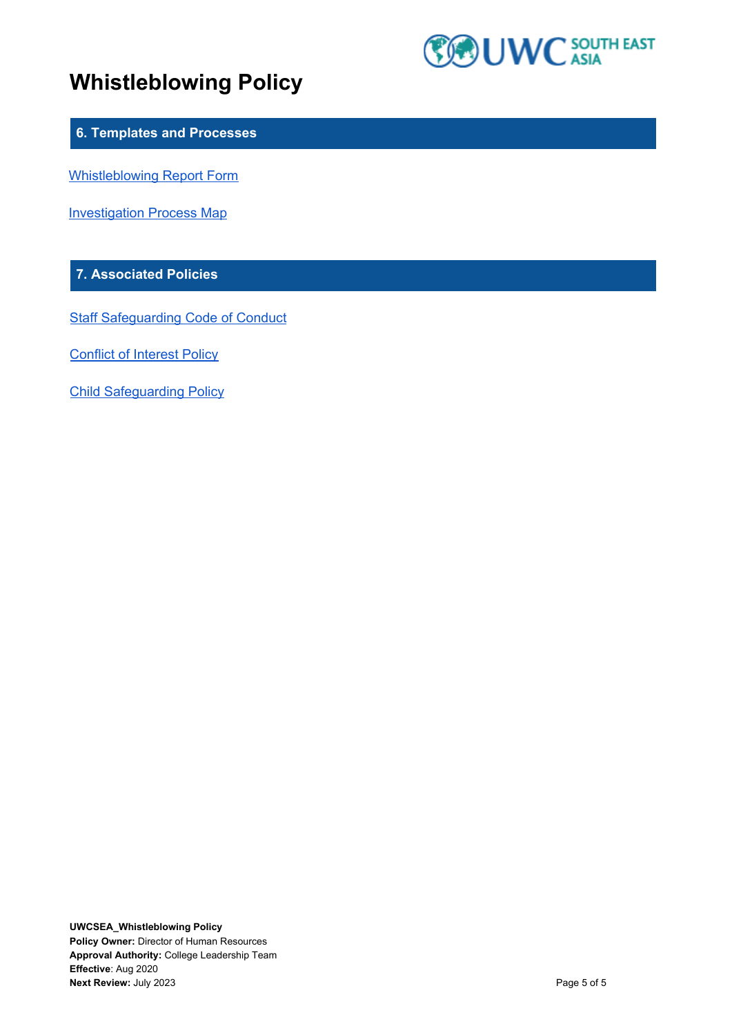## 6. Templates and Processes

[Whistleblowing Report Form]

[Investigation Process Map]

## 7. Associated Policies

[Staff Safeguarding Code of Conduct]

[Conflict of Interest Policy]

[Child Safeguarding Policy]